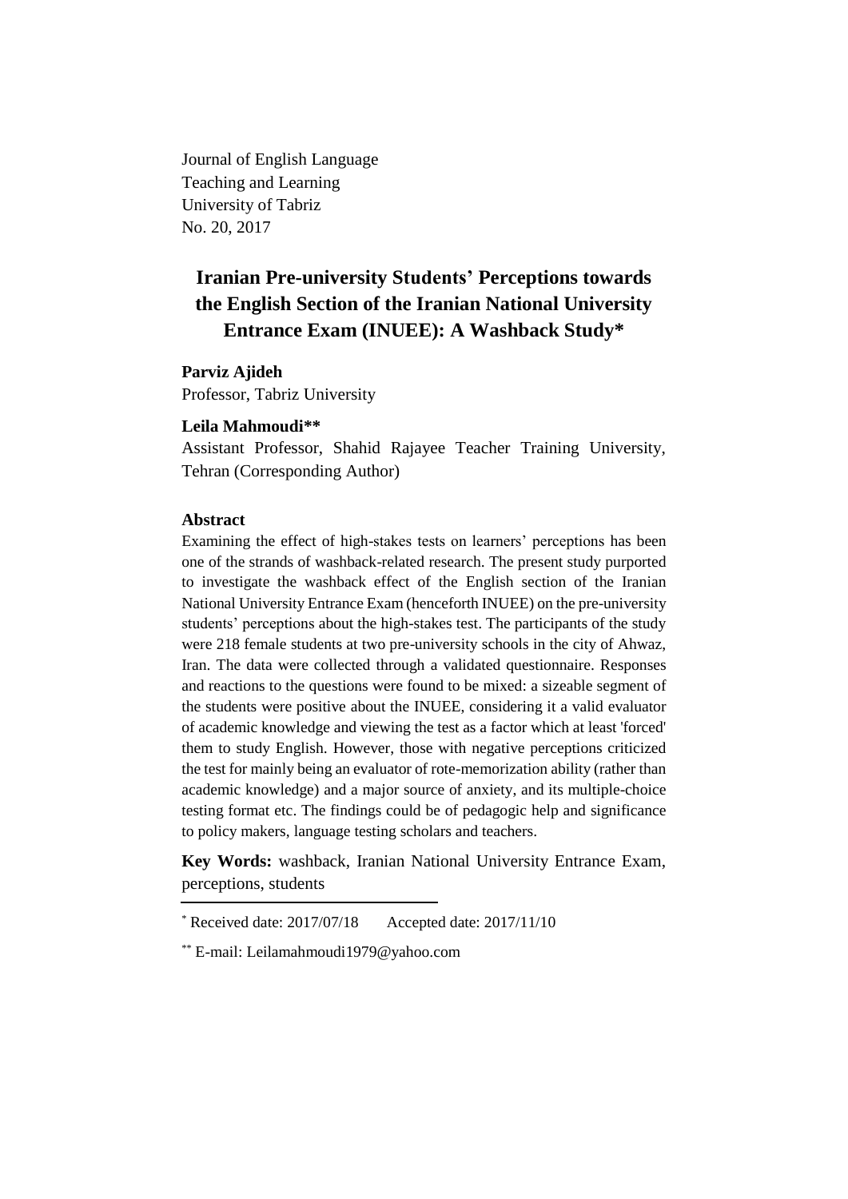Journal of English Language
Teaching and Learning
University of Tabriz
No. 20, 2017

# Iranian Pre-university Students' Perceptions towards the English Section of the Iranian National University Entrance Exam (INUEE): A Washback Study*

**Parviz Ajideh**
Professor, Tabriz University

**Leila Mahmoudi****
Assistant Professor, Shahid Rajayee Teacher Training University, Tehran (Corresponding Author)

## Abstract

Examining the effect of high-stakes tests on learners' perceptions has been one of the strands of washback-related research. The present study purported to investigate the washback effect of the English section of the Iranian National University Entrance Exam (henceforth INUEE) on the pre-university students' perceptions about the high-stakes test. The participants of the study were 218 female students at two pre-university schools in the city of Ahwaz, Iran. The data were collected through a validated questionnaire. Responses and reactions to the questions were found to be mixed: a sizeable segment of the students were positive about the INUEE, considering it a valid evaluator of academic knowledge and viewing the test as a factor which at least 'forced' them to study English. However, those with negative perceptions criticized the test for mainly being an evaluator of rote-memorization ability (rather than academic knowledge) and a major source of anxiety, and its multiple-choice testing format etc. The findings could be of pedagogic help and significance to policy makers, language testing scholars and teachers.

**Key Words:** washback, Iranian National University Entrance Exam, perceptions, students

---

* Received date: 2017/07/18 Accepted date: 2017/11/10

** E-mail: Leilamahmoudi1979@yahoo.com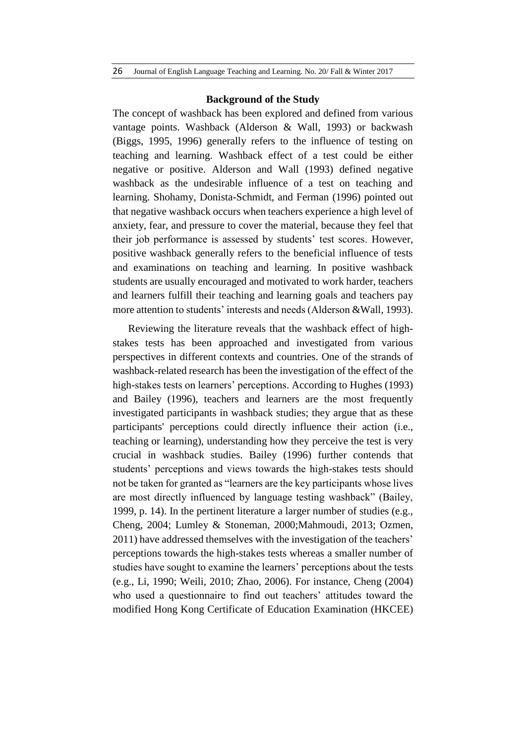### Background of the Study

The concept of washback has been explored and defined from various vantage points. Washback (Alderson & Wall, 1993) or backwash (Biggs, 1995, 1996) generally refers to the influence of testing on teaching and learning. Washback effect of a test could be either negative or positive. Alderson and Wall (1993) defined negative washback as the undesirable influence of a test on teaching and learning. Shohamy, Donista-Schmidt, and Ferman (1996) pointed out that negative washback occurs when teachers experience a high level of anxiety, fear, and pressure to cover the material, because they feel that their job performance is assessed by students' test scores. However, positive washback generally refers to the beneficial influence of tests and examinations on teaching and learning. In positive washback students are usually encouraged and motivated to work harder, teachers and learners fulfill their teaching and learning goals and teachers pay more attention to students' interests and needs (Alderson &Wall, 1993).

Reviewing the literature reveals that the washback effect of high-stakes tests has been approached and investigated from various perspectives in different contexts and countries. One of the strands of washback-related research has been the investigation of the effect of the high-stakes tests on learners' perceptions. According to Hughes (1993) and Bailey (1996), teachers and learners are the most frequently investigated participants in washback studies; they argue that as these participants' perceptions could directly influence their action (i.e., teaching or learning), understanding how they perceive the test is very crucial in washback studies. Bailey (1996) further contends that students' perceptions and views towards the high-stakes tests should not be taken for granted as "learners are the key participants whose lives are most directly influenced by language testing washback" (Bailey, 1999, p. 14). In the pertinent literature a larger number of studies (e.g., Cheng, 2004; Lumley & Stoneman, 2000;Mahmoudi, 2013; Ozmen, 2011) have addressed themselves with the investigation of the teachers' perceptions towards the high-stakes tests whereas a smaller number of studies have sought to examine the learners' perceptions about the tests (e.g., Li, 1990; Weili, 2010; Zhao, 2006). For instance, Cheng (2004) who used a questionnaire to find out teachers' attitudes toward the modified Hong Kong Certificate of Education Examination (HKCEE)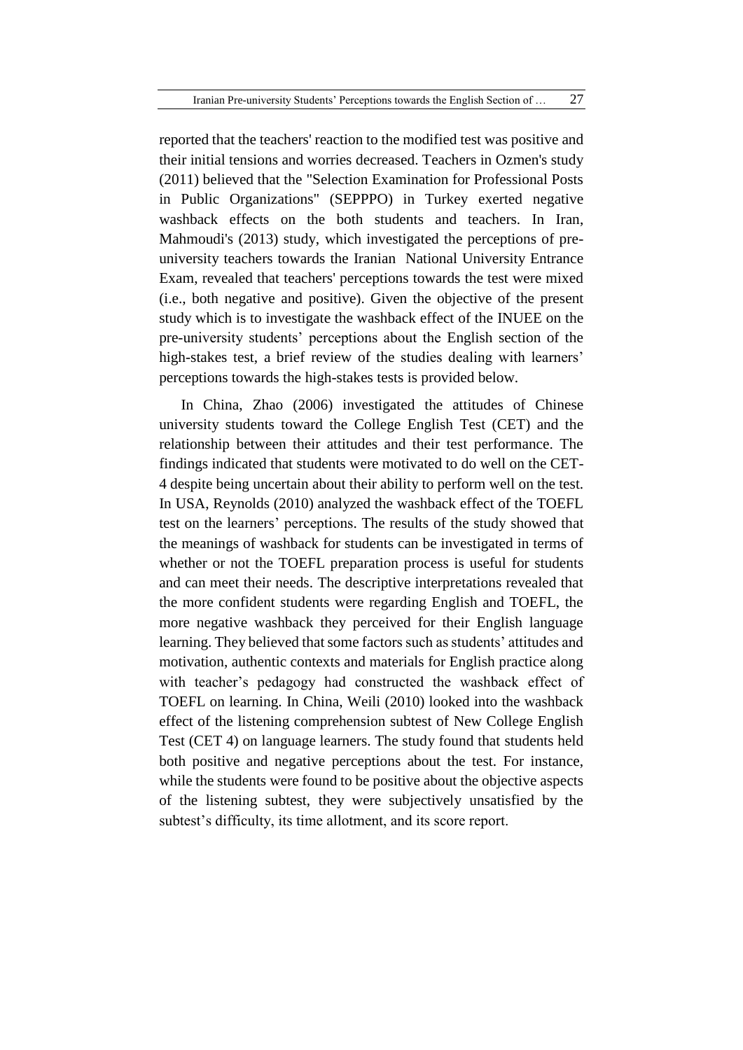reported that the teachers' reaction to the modified test was positive and their initial tensions and worries decreased. Teachers in Ozmen's study (2011) believed that the "Selection Examination for Professional Posts in Public Organizations" (SEPPPO) in Turkey exerted negative washback effects on the both students and teachers. In Iran, Mahmoudi's (2013) study, which investigated the perceptions of pre-university teachers towards the Iranian National University Entrance Exam, revealed that teachers' perceptions towards the test were mixed (i.e., both negative and positive). Given the objective of the present study which is to investigate the washback effect of the INUEE on the pre-university students' perceptions about the English section of the high-stakes test, a brief review of the studies dealing with learners' perceptions towards the high-stakes tests is provided below.

In China, Zhao (2006) investigated the attitudes of Chinese university students toward the College English Test (CET) and the relationship between their attitudes and their test performance. The findings indicated that students were motivated to do well on the CET-4 despite being uncertain about their ability to perform well on the test. In USA, Reynolds (2010) analyzed the washback effect of the TOEFL test on the learners' perceptions. The results of the study showed that the meanings of washback for students can be investigated in terms of whether or not the TOEFL preparation process is useful for students and can meet their needs. The descriptive interpretations revealed that the more confident students were regarding English and TOEFL, the more negative washback they perceived for their English language learning. They believed that some factors such as students' attitudes and motivation, authentic contexts and materials for English practice along with teacher's pedagogy had constructed the washback effect of TOEFL on learning. In China, Weili (2010) looked into the washback effect of the listening comprehension subtest of New College English Test (CET 4) on language learners. The study found that students held both positive and negative perceptions about the test. For instance, while the students were found to be positive about the objective aspects of the listening subtest, they were subjectively unsatisfied by the subtest's difficulty, its time allotment, and its score report.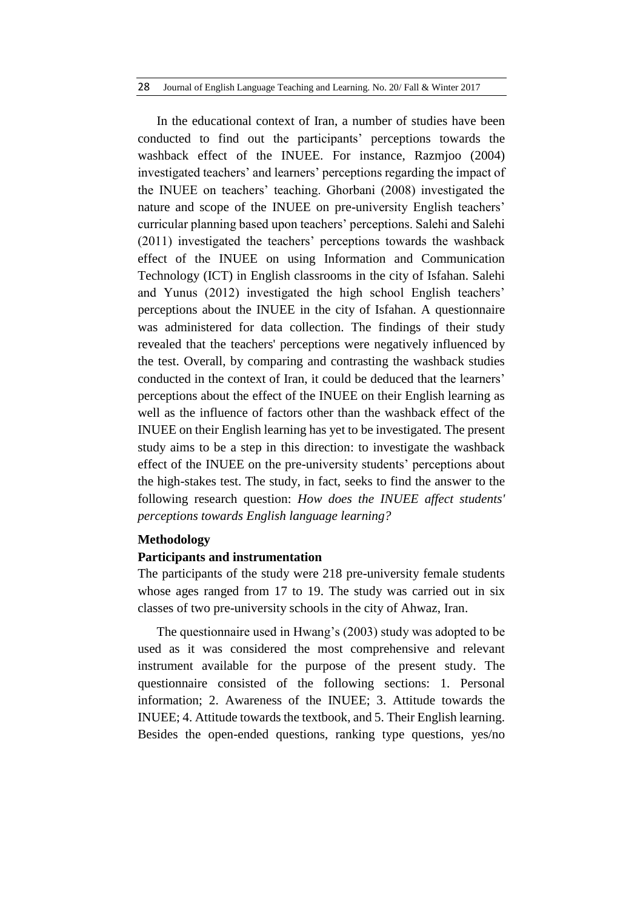In the educational context of Iran, a number of studies have been conducted to find out the participants' perceptions towards the washback effect of the INUEE. For instance, Razmjoo (2004) investigated teachers' and learners' perceptions regarding the impact of the INUEE on teachers' teaching. Ghorbani (2008) investigated the nature and scope of the INUEE on pre-university English teachers' curricular planning based upon teachers' perceptions. Salehi and Salehi (2011) investigated the teachers' perceptions towards the washback effect of the INUEE on using Information and Communication Technology (ICT) in English classrooms in the city of Isfahan. Salehi and Yunus (2012) investigated the high school English teachers' perceptions about the INUEE in the city of Isfahan. A questionnaire was administered for data collection. The findings of their study revealed that the teachers' perceptions were negatively influenced by the test. Overall, by comparing and contrasting the washback studies conducted in the context of Iran, it could be deduced that the learners' perceptions about the effect of the INUEE on their English learning as well as the influence of factors other than the washback effect of the INUEE on their English learning has yet to be investigated. The present study aims to be a step in this direction: to investigate the washback effect of the INUEE on the pre-university students' perceptions about the high-stakes test. The study, in fact, seeks to find the answer to the following research question: *How does the INUEE affect students' perceptions towards English language learning?*

## Methodology

### Participants and instrumentation

The participants of the study were 218 pre-university female students whose ages ranged from 17 to 19. The study was carried out in six classes of two pre-university schools in the city of Ahwaz, Iran.

The questionnaire used in Hwang's (2003) study was adopted to be used as it was considered the most comprehensive and relevant instrument available for the purpose of the present study. The questionnaire consisted of the following sections: 1. Personal information; 2. Awareness of the INUEE; 3. Attitude towards the INUEE; 4. Attitude towards the textbook, and 5. Their English learning. Besides the open-ended questions, ranking type questions, yes/no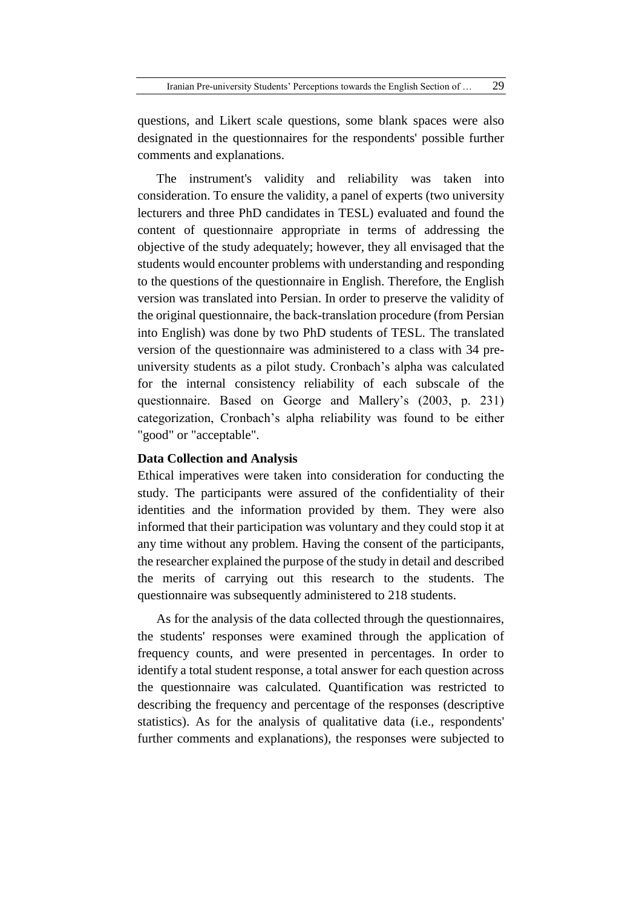questions, and Likert scale questions, some blank spaces were also designated in the questionnaires for the respondents' possible further comments and explanations.

The instrument's validity and reliability was taken into consideration. To ensure the validity, a panel of experts (two university lecturers and three PhD candidates in TESL) evaluated and found the content of questionnaire appropriate in terms of addressing the objective of the study adequately; however, they all envisaged that the students would encounter problems with understanding and responding to the questions of the questionnaire in English. Therefore, the English version was translated into Persian. In order to preserve the validity of the original questionnaire, the back-translation procedure (from Persian into English) was done by two PhD students of TESL. The translated version of the questionnaire was administered to a class with 34 pre-university students as a pilot study. Cronbach's alpha was calculated for the internal consistency reliability of each subscale of the questionnaire. Based on George and Mallery's (2003, p. 231) categorization, Cronbach's alpha reliability was found to be either "good" or "acceptable".

**Data Collection and Analysis**

Ethical imperatives were taken into consideration for conducting the study. The participants were assured of the confidentiality of their identities and the information provided by them. They were also informed that their participation was voluntary and they could stop it at any time without any problem. Having the consent of the participants, the researcher explained the purpose of the study in detail and described the merits of carrying out this research to the students. The questionnaire was subsequently administered to 218 students.

As for the analysis of the data collected through the questionnaires, the students' responses were examined through the application of frequency counts, and were presented in percentages. In order to identify a total student response, a total answer for each question across the questionnaire was calculated. Quantification was restricted to describing the frequency and percentage of the responses (descriptive statistics). As for the analysis of qualitative data (i.e., respondents' further comments and explanations), the responses were subjected to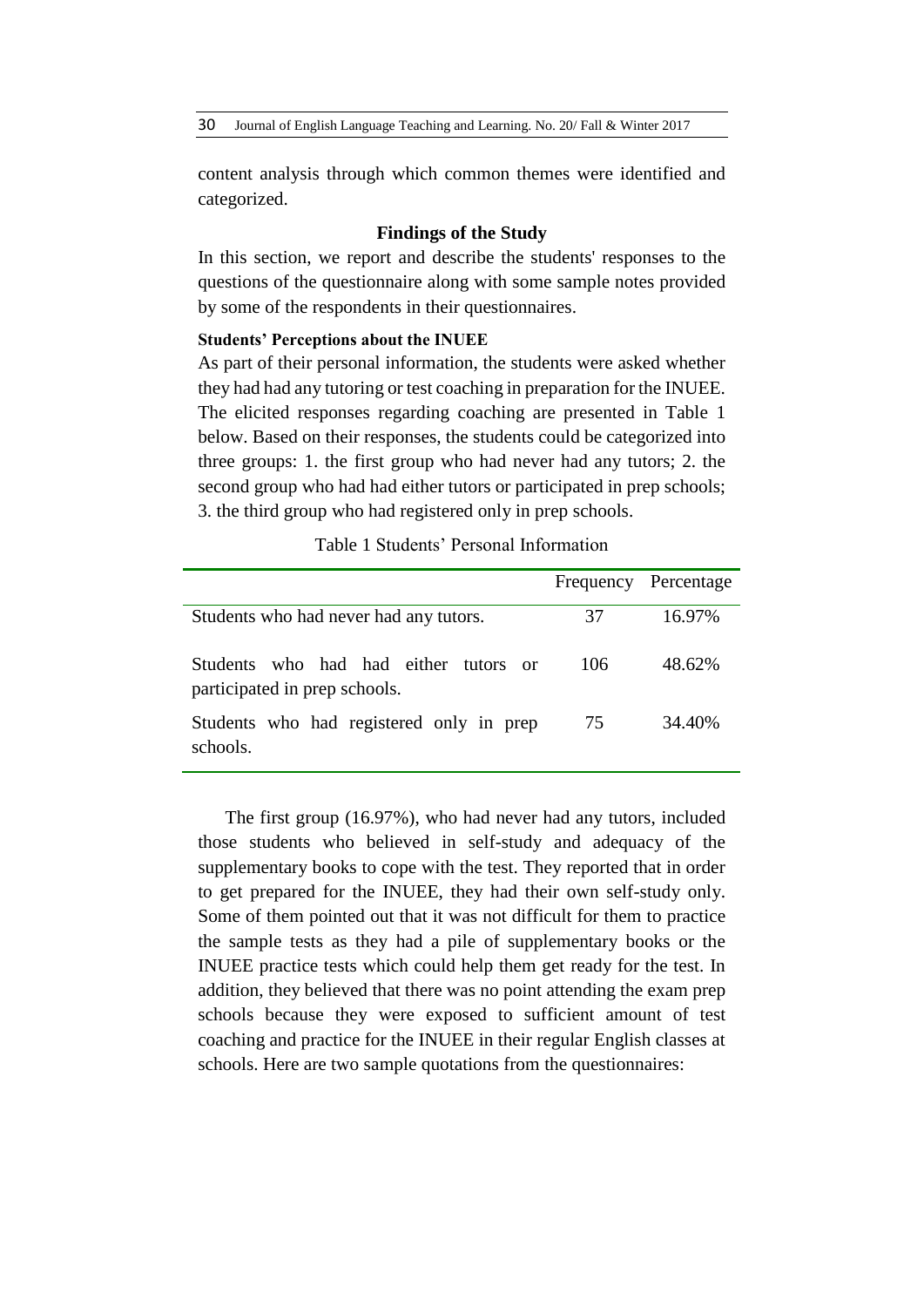content analysis through which common themes were identified and categorized.

## Findings of the Study

In this section, we report and describe the students' responses to the questions of the questionnaire along with some sample notes provided by some of the respondents in their questionnaires.

### Students' Perceptions about the INUEE

As part of their personal information, the students were asked whether they had had any tutoring or test coaching in preparation for the INUEE. The elicited responses regarding coaching are presented in Table 1 below. Based on their responses, the students could be categorized into three groups: 1. the first group who had never had any tutors; 2. the second group who had had either tutors or participated in prep schools; 3. the third group who had registered only in prep schools.

Table 1 Students' Personal Information

| | Frequency | Percentage |
|---|---|---|
| Students who had never had any tutors. | 37 | 16.97% |
| Students who had had either tutors or participated in prep schools. | 106 | 48.62% |
| Students who had registered only in prep schools. | 75 | 34.40% |

The first group (16.97%), who had never had any tutors, included those students who believed in self-study and adequacy of the supplementary books to cope with the test. They reported that in order to get prepared for the INUEE, they had their own self-study only. Some of them pointed out that it was not difficult for them to practice the sample tests as they had a pile of supplementary books or the INUEE practice tests which could help them get ready for the test. In addition, they believed that there was no point attending the exam prep schools because they were exposed to sufficient amount of test coaching and practice for the INUEE in their regular English classes at schools. Here are two sample quotations from the questionnaires: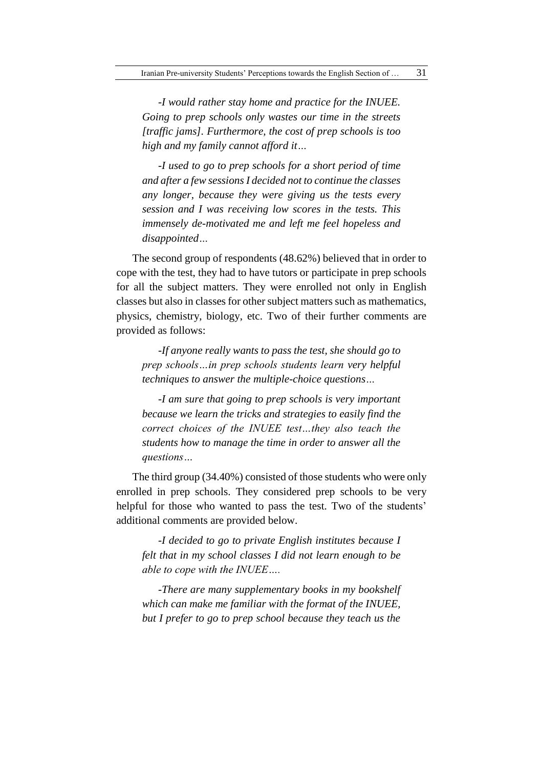*-I would rather stay home and practice for the INUEE. Going to prep schools only wastes our time in the streets [traffic jams]. Furthermore, the cost of prep schools is too high and my family cannot afford it…*

*-I used to go to prep schools for a short period of time and after a few sessions I decided not to continue the classes any longer, because they were giving us the tests every session and I was receiving low scores in the tests. This immensely de-motivated me and left me feel hopeless and disappointed…*

The second group of respondents (48.62%) believed that in order to cope with the test, they had to have tutors or participate in prep schools for all the subject matters. They were enrolled not only in English classes but also in classes for other subject matters such as mathematics, physics, chemistry, biology, etc. Two of their further comments are provided as follows:

*-If anyone really wants to pass the test, she should go to prep schools…in prep schools students learn very helpful techniques to answer the multiple-choice questions…*

*-I am sure that going to prep schools is very important because we learn the tricks and strategies to easily find the correct choices of the INUEE test…they also teach the students how to manage the time in order to answer all the questions…*

The third group (34.40%) consisted of those students who were only enrolled in prep schools. They considered prep schools to be very helpful for those who wanted to pass the test. Two of the students' additional comments are provided below.

*-I decided to go to private English institutes because I felt that in my school classes I did not learn enough to be able to cope with the INUEE….*

*-There are many supplementary books in my bookshelf which can make me familiar with the format of the INUEE, but I prefer to go to prep school because they teach us the*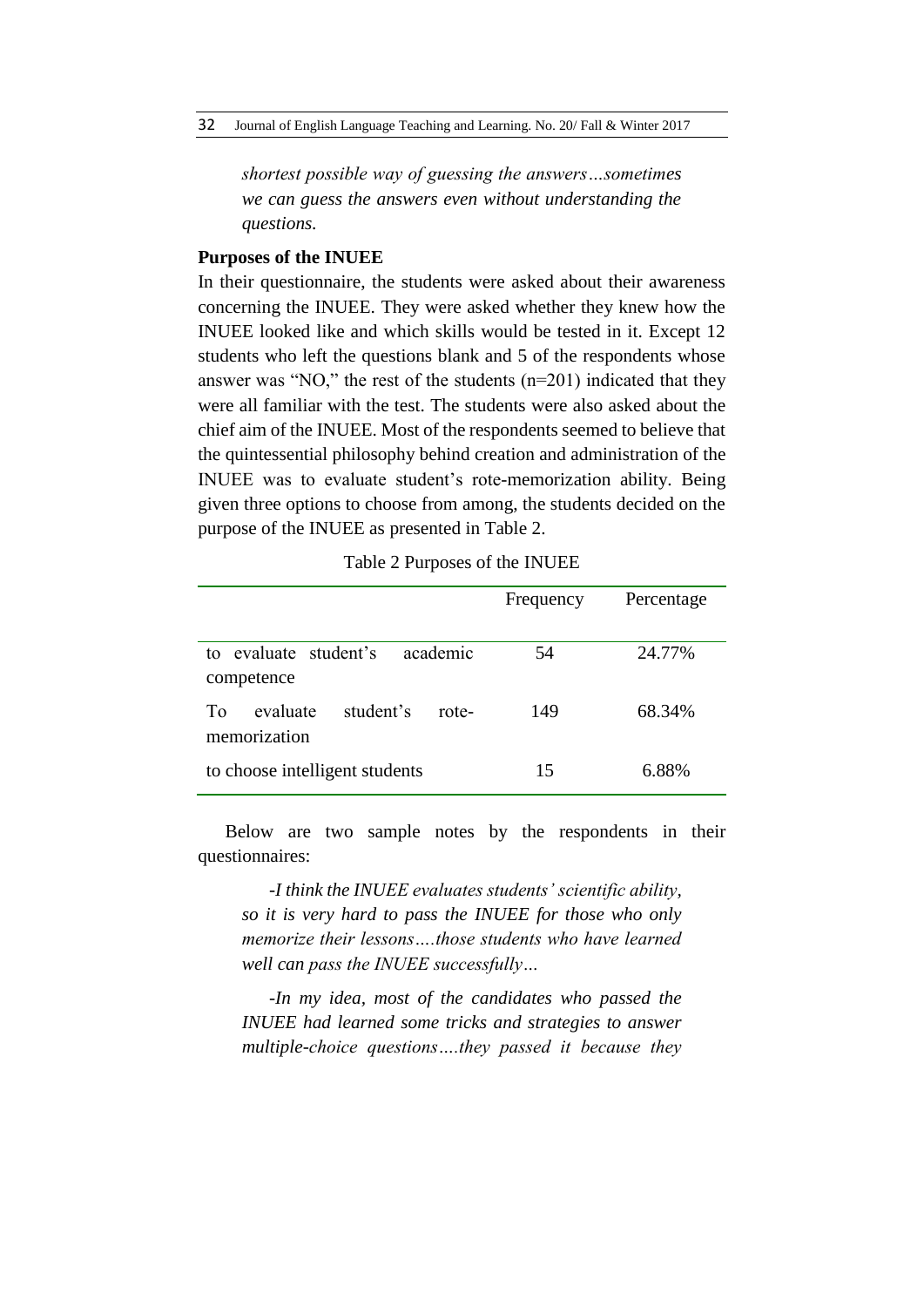*shortest possible way of guessing the answers…sometimes we can guess the answers even without understanding the questions.*

**Purposes of the INUEE**

In their questionnaire, the students were asked about their awareness concerning the INUEE. They were asked whether they knew how the INUEE looked like and which skills would be tested in it. Except 12 students who left the questions blank and 5 of the respondents whose answer was "NO," the rest of the students (n=201) indicated that they were all familiar with the test. The students were also asked about the chief aim of the INUEE. Most of the respondents seemed to believe that the quintessential philosophy behind creation and administration of the INUEE was to evaluate student's rote-memorization ability. Being given three options to choose from among, the students decided on the purpose of the INUEE as presented in Table 2.

Table 2 Purposes of the INUEE

| | Frequency | Percentage |
|---|---|---|
| to evaluate student's academic competence | 54 | 24.77% |
| To evaluate student's rote-memorization | 149 | 68.34% |
| to choose intelligent students | 15 | 6.88% |

Below are two sample notes by the respondents in their questionnaires:

*-I think the INUEE evaluates students' scientific ability, so it is very hard to pass the INUEE for those who only memorize their lessons….those students who have learned well can pass the INUEE successfully…*

*-In my idea, most of the candidates who passed the INUEE had learned some tricks and strategies to answer multiple-choice questions….they passed it because they*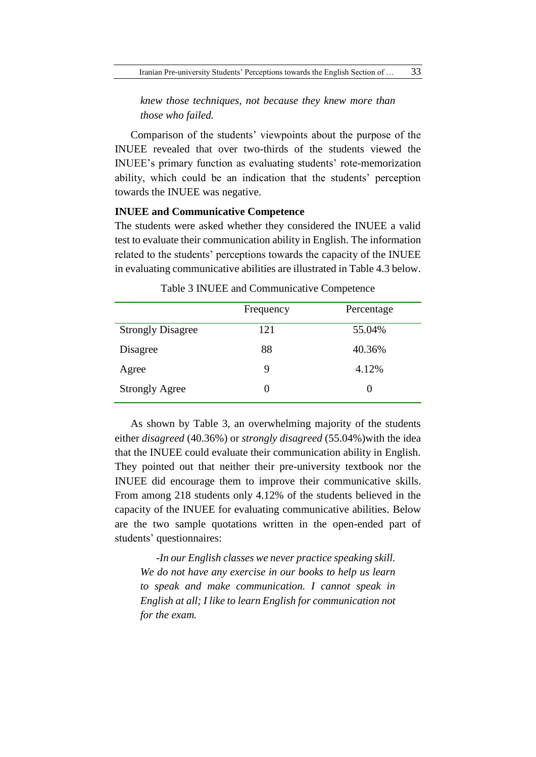*knew those techniques, not because they knew more than those who failed.*

Comparison of the students' viewpoints about the purpose of the INUEE revealed that over two-thirds of the students viewed the INUEE's primary function as evaluating students' rote-memorization ability, which could be an indication that the students' perception towards the INUEE was negative.

**INUEE and Communicative Competence**

The students were asked whether they considered the INUEE a valid test to evaluate their communication ability in English. The information related to the students' perceptions towards the capacity of the INUEE in evaluating communicative abilities are illustrated in Table 4.3 below.

Table 3 INUEE and Communicative Competence

| | Frequency | Percentage |
|---|---|---|
| Strongly Disagree | 121 | 55.04% |
| Disagree | 88 | 40.36% |
| Agree | 9 | 4.12% |
| Strongly Agree | 0 | 0 |

As shown by Table 3, an overwhelming majority of the students either *disagreed* (40.36%) or *strongly disagreed* (55.04%)with the idea that the INUEE could evaluate their communication ability in English. They pointed out that neither their pre-university textbook nor the INUEE did encourage them to improve their communicative skills. From among 218 students only 4.12% of the students believed in the capacity of the INUEE for evaluating communicative abilities. Below are the two sample quotations written in the open-ended part of students' questionnaires:

*-In our English classes we never practice speaking skill. We do not have any exercise in our books to help us learn to speak and make communication. I cannot speak in English at all; I like to learn English for communication not for the exam.*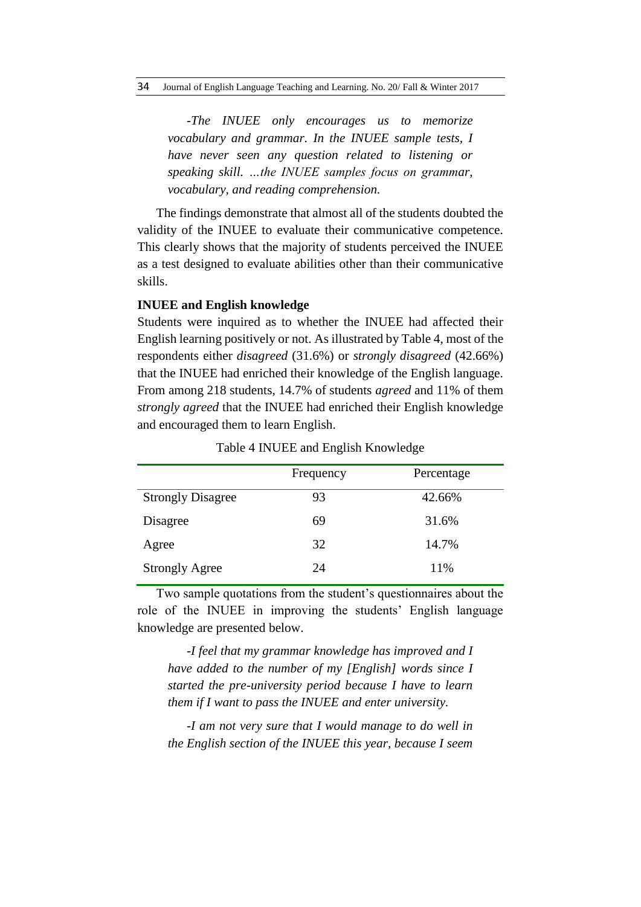> *-The INUEE only encourages us to memorize vocabulary and grammar. In the INUEE sample tests, I have never seen any question related to listening or speaking skill. ...the INUEE samples focus on grammar, vocabulary, and reading comprehension.*

The findings demonstrate that almost all of the students doubted the validity of the INUEE to evaluate their communicative competence. This clearly shows that the majority of students perceived the INUEE as a test designed to evaluate abilities other than their communicative skills.

**INUEE and English knowledge**

Students were inquired as to whether the INUEE had affected their English learning positively or not. As illustrated by Table 4, most of the respondents either *disagreed* (31.6%) or *strongly disagreed* (42.66%) that the INUEE had enriched their knowledge of the English language. From among 218 students, 14.7% of students *agreed* and 11% of them *strongly agreed* that the INUEE had enriched their English knowledge and encouraged them to learn English.

Table 4 INUEE and English Knowledge

| | Frequency | Percentage |
|---|---|---|
| Strongly Disagree | 93 | 42.66% |
| Disagree | 69 | 31.6% |
| Agree | 32 | 14.7% |
| Strongly Agree | 24 | 11% |

Two sample quotations from the student's questionnaires about the role of the INUEE in improving the students' English language knowledge are presented below.

> *-I feel that my grammar knowledge has improved and I have added to the number of my [English] words since I started the pre-university period because I have to learn them if I want to pass the INUEE and enter university.*

> *-I am not very sure that I would manage to do well in the English section of the INUEE this year, because I seem*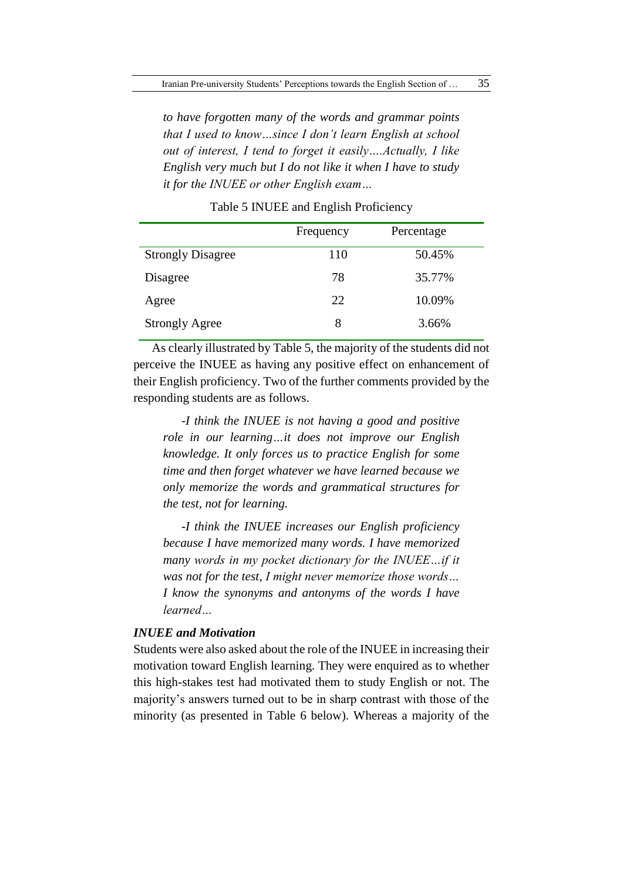*to have forgotten many of the words and grammar points that I used to know…since I don't learn English at school out of interest, I tend to forget it easily….Actually, I like English very much but I do not like it when I have to study it for the INUEE or other English exam…*

Table 5 INUEE and English Proficiency

| | Frequency | Percentage |
|---|---|---|
| Strongly Disagree | 110 | 50.45% |
| Disagree | 78 | 35.77% |
| Agree | 22 | 10.09% |
| Strongly Agree | 8 | 3.66% |

As clearly illustrated by Table 5, the majority of the students did not perceive the INUEE as having any positive effect on enhancement of their English proficiency. Two of the further comments provided by the responding students are as follows.

*-I think the INUEE is not having a good and positive role in our learning…it does not improve our English knowledge. It only forces us to practice English for some time and then forget whatever we have learned because we only memorize the words and grammatical structures for the test, not for learning.*

*-I think the INUEE increases our English proficiency because I have memorized many words. I have memorized many words in my pocket dictionary for the INUEE…if it was not for the test, I might never memorize those words… I know the synonyms and antonyms of the words I have learned…*

### *INUEE and Motivation*

Students were also asked about the role of the INUEE in increasing their motivation toward English learning. They were enquired as to whether this high-stakes test had motivated them to study English or not. The majority's answers turned out to be in sharp contrast with those of the minority (as presented in Table 6 below). Whereas a majority of the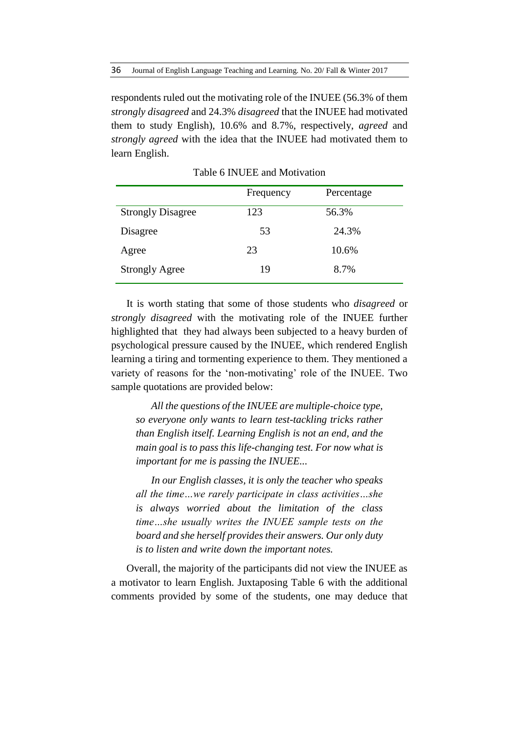respondents ruled out the motivating role of the INUEE (56.3% of them *strongly disagreed* and 24.3% *disagreed* that the INUEE had motivated them to study English), 10.6% and 8.7%, respectively, *agreed* and *strongly agreed* with the idea that the INUEE had motivated them to learn English.

Table 6 INUEE and Motivation

| | Frequency | Percentage |
|---|---|---|
| Strongly Disagree | 123 | 56.3% |
| Disagree | 53 | 24.3% |
| Agree | 23 | 10.6% |
| Strongly Agree | 19 | 8.7% |

It is worth stating that some of those students who *disagreed* or *strongly disagreed* with the motivating role of the INUEE further highlighted that they had always been subjected to a heavy burden of psychological pressure caused by the INUEE, which rendered English learning a tiring and tormenting experience to them. They mentioned a variety of reasons for the 'non-motivating' role of the INUEE. Two sample quotations are provided below:

> *All the questions of the INUEE are multiple-choice type, so everyone only wants to learn test-tackling tricks rather than English itself. Learning English is not an end, and the main goal is to pass this life-changing test. For now what is important for me is passing the INUEE...*

> *In our English classes, it is only the teacher who speaks all the time…we rarely participate in class activities…she is always worried about the limitation of the class time…she usually writes the INUEE sample tests on the board and she herself provides their answers. Our only duty is to listen and write down the important notes.*

Overall, the majority of the participants did not view the INUEE as a motivator to learn English. Juxtaposing Table 6 with the additional comments provided by some of the students, one may deduce that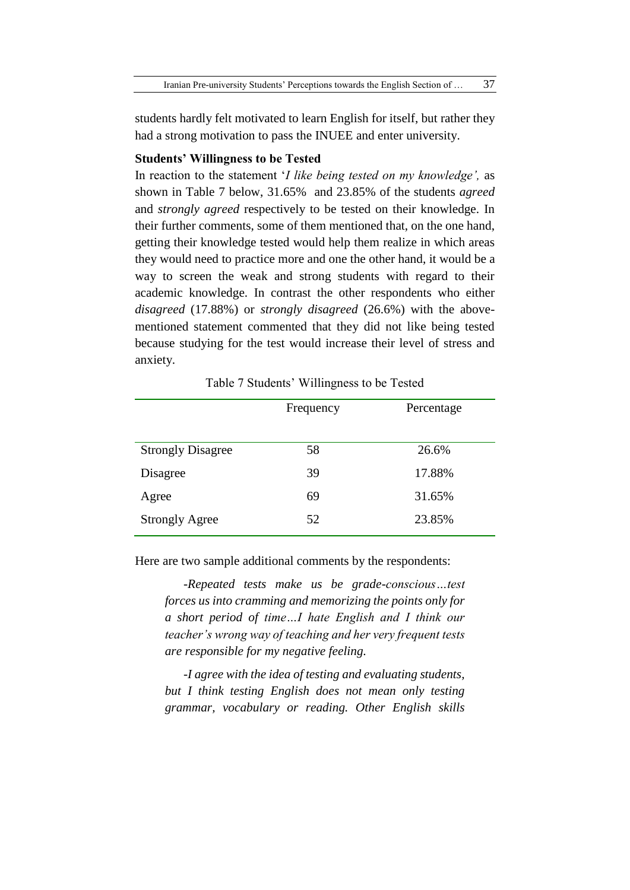students hardly felt motivated to learn English for itself, but rather they had a strong motivation to pass the INUEE and enter university.

**Students' Willingness to be Tested**

In reaction to the statement '*I like being tested on my knowledge',* as shown in Table 7 below, 31.65% and 23.85% of the students *agreed* and *strongly agreed* respectively to be tested on their knowledge. In their further comments, some of them mentioned that, on the one hand, getting their knowledge tested would help them realize in which areas they would need to practice more and one the other hand, it would be a way to screen the weak and strong students with regard to their academic knowledge. In contrast the other respondents who either *disagreed* (17.88%) or *strongly disagreed* (26.6%) with the above-mentioned statement commented that they did not like being tested because studying for the test would increase their level of stress and anxiety.

Table 7 Students' Willingness to be Tested

| | Frequency | Percentage |
|---|---|---|
| Strongly Disagree | 58 | 26.6% |
| Disagree | 39 | 17.88% |
| Agree | 69 | 31.65% |
| Strongly Agree | 52 | 23.85% |

Here are two sample additional comments by the respondents:

> *-Repeated tests make us be grade-conscious…test forces us into cramming and memorizing the points only for a short period of time…I hate English and I think our teacher's wrong way of teaching and her very frequent tests are responsible for my negative feeling.*

> *-I agree with the idea of testing and evaluating students, but I think testing English does not mean only testing grammar, vocabulary or reading. Other English skills*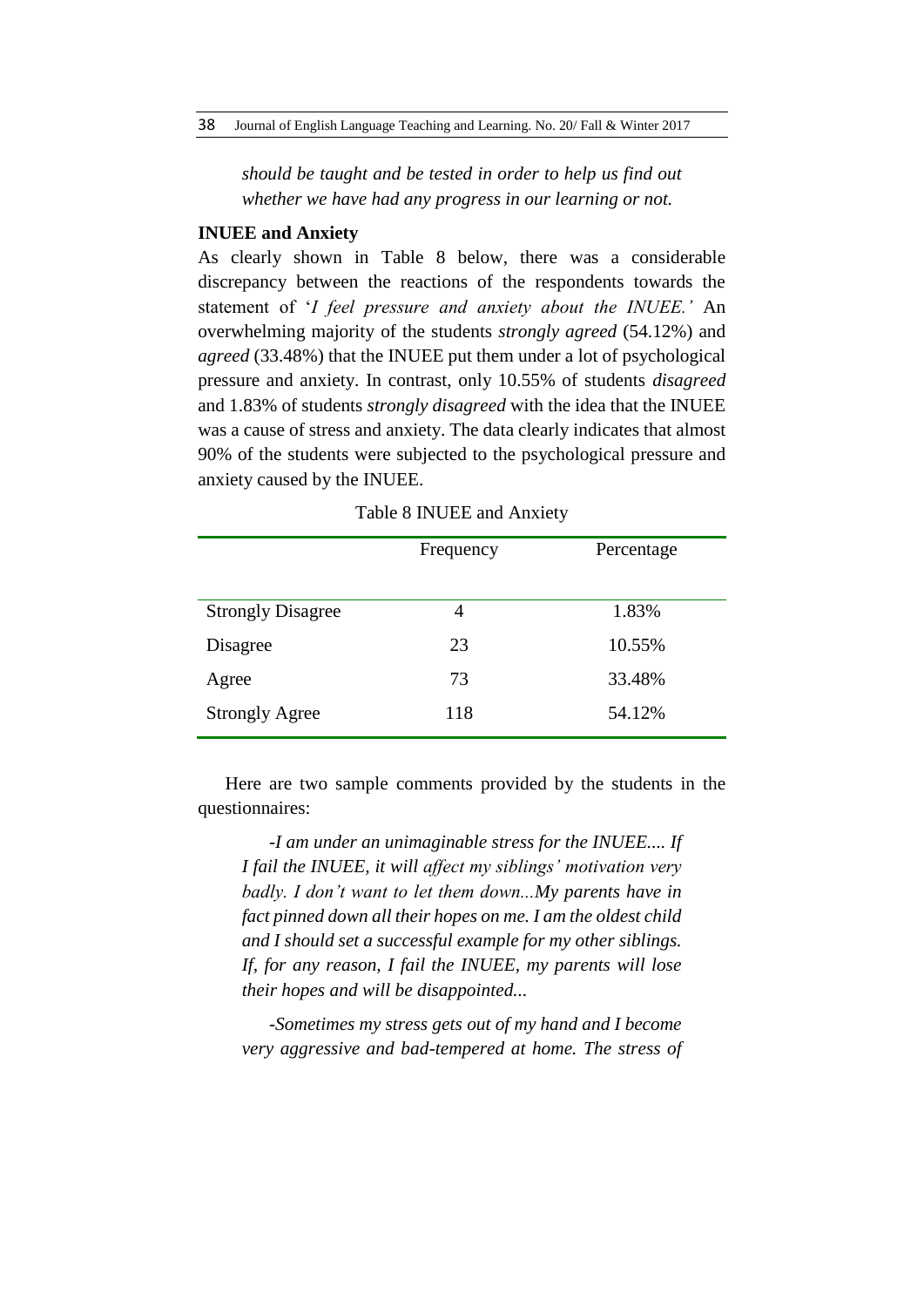*should be taught and be tested in order to help us find out whether we have had any progress in our learning or not.*

**INUEE and Anxiety**

As clearly shown in Table 8 below, there was a considerable discrepancy between the reactions of the respondents towards the statement of '*I feel pressure and anxiety about the INUEE.'* An overwhelming majority of the students *strongly agreed* (54.12%) and *agreed* (33.48%) that the INUEE put them under a lot of psychological pressure and anxiety. In contrast, only 10.55% of students *disagreed* and 1.83% of students *strongly disagreed* with the idea that the INUEE was a cause of stress and anxiety. The data clearly indicates that almost 90% of the students were subjected to the psychological pressure and anxiety caused by the INUEE.

Table 8 INUEE and Anxiety

| | Frequency | Percentage |
|---|---|---|
| Strongly Disagree | 4 | 1.83% |
| Disagree | 23 | 10.55% |
| Agree | 73 | 33.48% |
| Strongly Agree | 118 | 54.12% |

Here are two sample comments provided by the students in the questionnaires:

*-I am under an unimaginable stress for the INUEE.... If I fail the INUEE, it will affect my siblings' motivation very badly. I don't want to let them down...My parents have in fact pinned down all their hopes on me. I am the oldest child and I should set a successful example for my other siblings. If, for any reason, I fail the INUEE, my parents will lose their hopes and will be disappointed...*

*-Sometimes my stress gets out of my hand and I become very aggressive and bad-tempered at home. The stress of*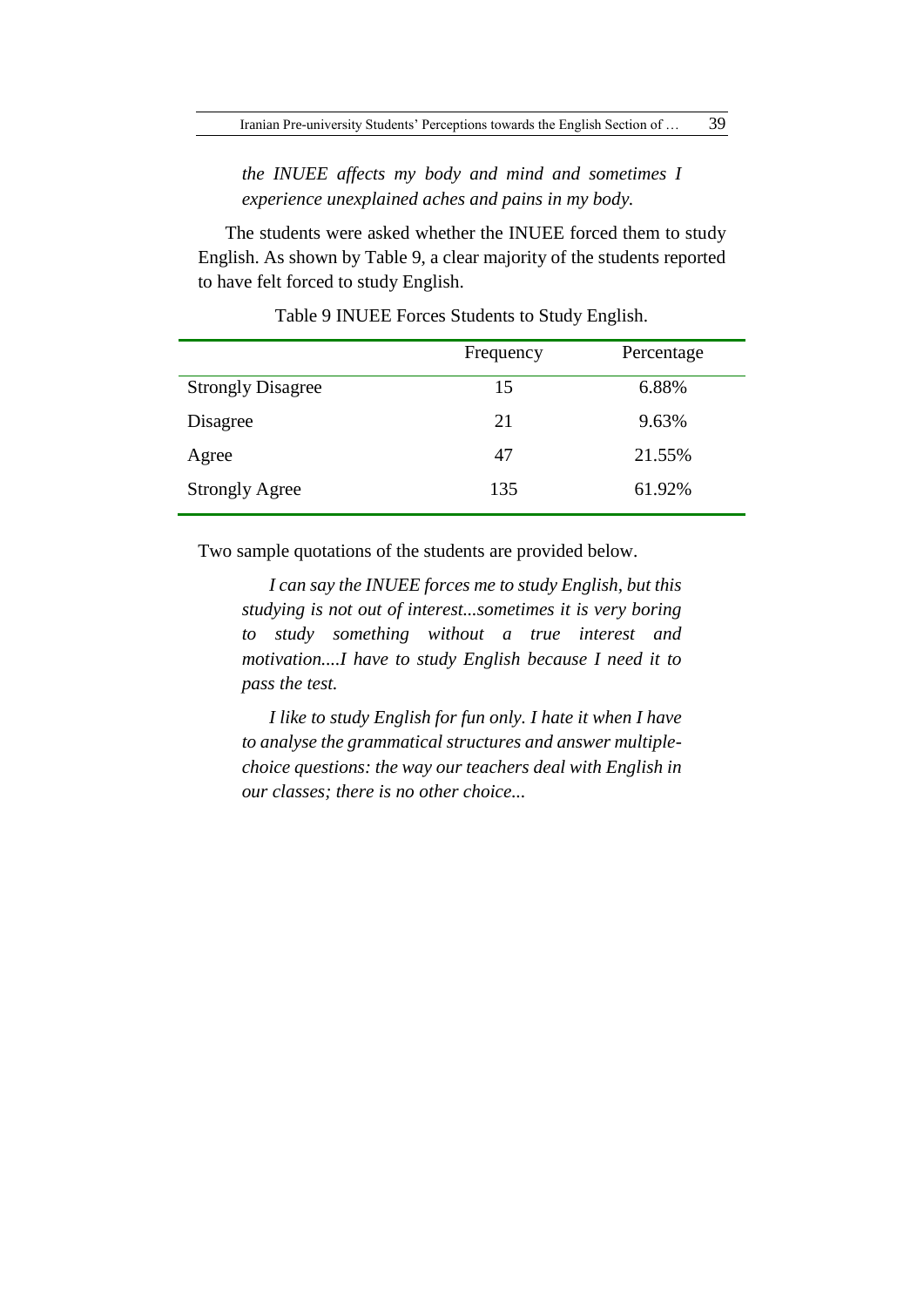*the INUEE affects my body and mind and sometimes I experience unexplained aches and pains in my body.*

The students were asked whether the INUEE forced them to study English. As shown by Table 9, a clear majority of the students reported to have felt forced to study English.

Table 9 INUEE Forces Students to Study English.

| | Frequency | Percentage |
|---|---|---|
| Strongly Disagree | 15 | 6.88% |
| Disagree | 21 | 9.63% |
| Agree | 47 | 21.55% |
| Strongly Agree | 135 | 61.92% |

Two sample quotations of the students are provided below.

*I can say the INUEE forces me to study English, but this studying is not out of interest...sometimes it is very boring to study something without a true interest and motivation....I have to study English because I need it to pass the test.*

*I like to study English for fun only. I hate it when I have to analyse the grammatical structures and answer multiple-choice questions: the way our teachers deal with English in our classes; there is no other choice...*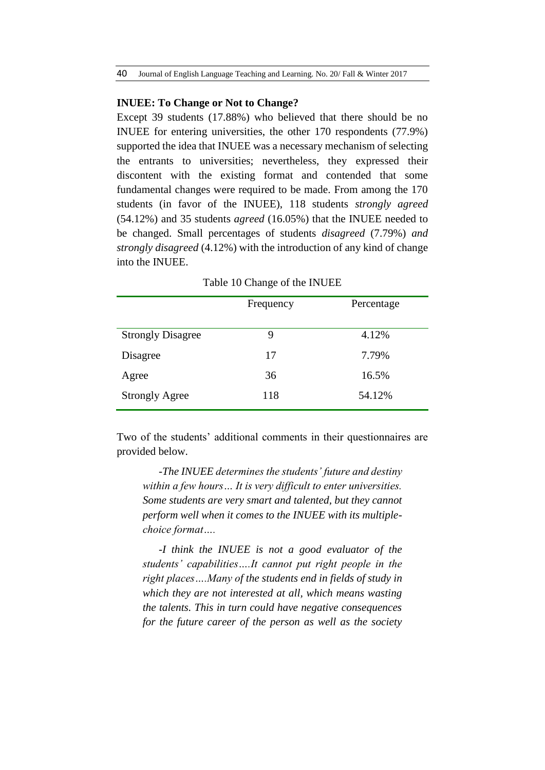**INUEE: To Change or Not to Change?**

Except 39 students (17.88%) who believed that there should be no INUEE for entering universities, the other 170 respondents (77.9%) supported the idea that INUEE was a necessary mechanism of selecting the entrants to universities; nevertheless, they expressed their discontent with the existing format and contended that some fundamental changes were required to be made. From among the 170 students (in favor of the INUEE), 118 students *strongly agreed* (54.12%) and 35 students *agreed* (16.05%) that the INUEE needed to be changed. Small percentages of students *disagreed* (7.79%) *and strongly disagreed* (4.12%) with the introduction of any kind of change into the INUEE.

Table 10 Change of the INUEE

| | Frequency | Percentage |
|---|---|---|
| Strongly Disagree | 9 | 4.12% |
| Disagree | 17 | 7.79% |
| Agree | 36 | 16.5% |
| Strongly Agree | 118 | 54.12% |

Two of the students' additional comments in their questionnaires are provided below.

> *-The INUEE determines the students' future and destiny within a few hours… It is very difficult to enter universities. Some students are very smart and talented, but they cannot perform well when it comes to the INUEE with its multiple-choice format….*
>
> *-I think the INUEE is not a good evaluator of the students' capabilities….It cannot put right people in the right places….Many of the students end in fields of study in which they are not interested at all, which means wasting the talents. This in turn could have negative consequences for the future career of the person as well as the society*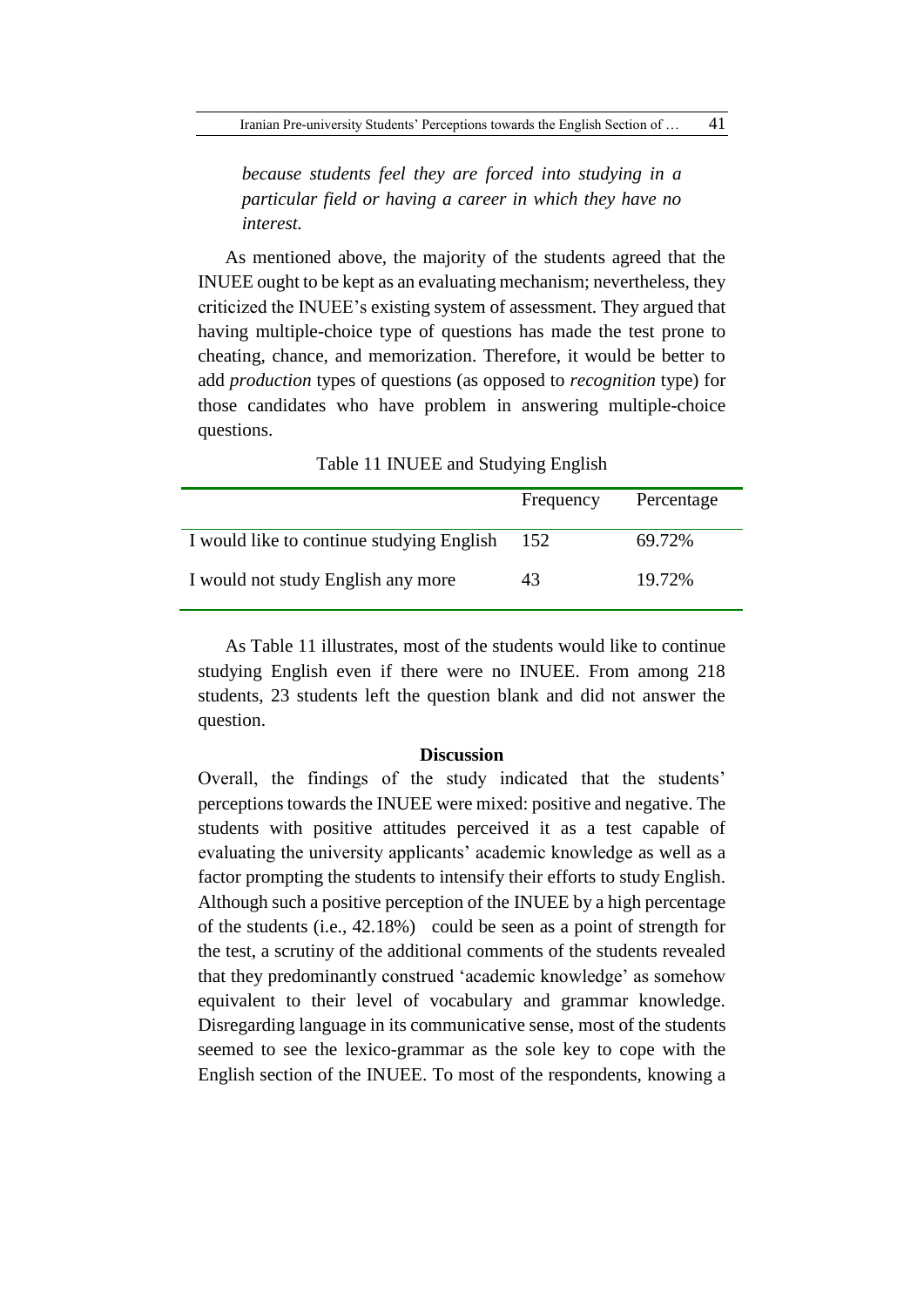*because students feel they are forced into studying in a particular field or having a career in which they have no interest.*

As mentioned above, the majority of the students agreed that the INUEE ought to be kept as an evaluating mechanism; nevertheless, they criticized the INUEE's existing system of assessment. They argued that having multiple-choice type of questions has made the test prone to cheating, chance, and memorization. Therefore, it would be better to add *production* types of questions (as opposed to *recognition* type) for those candidates who have problem in answering multiple-choice questions.

Table 11 INUEE and Studying English

| | Frequency | Percentage |
|---|---|---|
| I would like to continue studying English | 152 | 69.72% |
| I would not study English any more | 43 | 19.72% |

As Table 11 illustrates, most of the students would like to continue studying English even if there were no INUEE. From among 218 students, 23 students left the question blank and did not answer the question.

## Discussion

Overall, the findings of the study indicated that the students' perceptions towards the INUEE were mixed: positive and negative. The students with positive attitudes perceived it as a test capable of evaluating the university applicants' academic knowledge as well as a factor prompting the students to intensify their efforts to study English. Although such a positive perception of the INUEE by a high percentage of the students (i.e., 42.18%) could be seen as a point of strength for the test, a scrutiny of the additional comments of the students revealed that they predominantly construed 'academic knowledge' as somehow equivalent to their level of vocabulary and grammar knowledge. Disregarding language in its communicative sense, most of the students seemed to see the lexico-grammar as the sole key to cope with the English section of the INUEE. To most of the respondents, knowing a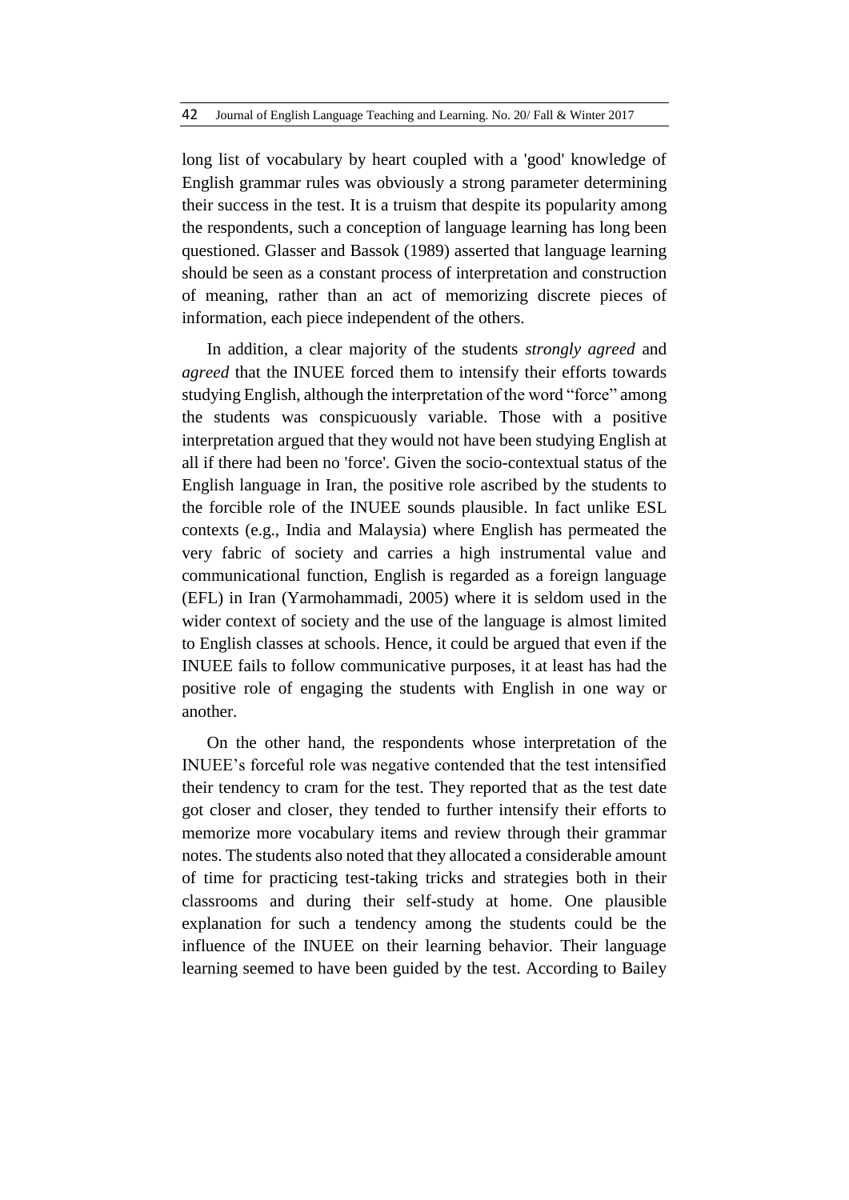long list of vocabulary by heart coupled with a 'good' knowledge of English grammar rules was obviously a strong parameter determining their success in the test. It is a truism that despite its popularity among the respondents, such a conception of language learning has long been questioned. Glasser and Bassok (1989) asserted that language learning should be seen as a constant process of interpretation and construction of meaning, rather than an act of memorizing discrete pieces of information, each piece independent of the others.

In addition, a clear majority of the students *strongly agreed* and *agreed* that the INUEE forced them to intensify their efforts towards studying English, although the interpretation of the word "force" among the students was conspicuously variable. Those with a positive interpretation argued that they would not have been studying English at all if there had been no 'force'. Given the socio-contextual status of the English language in Iran, the positive role ascribed by the students to the forcible role of the INUEE sounds plausible. In fact unlike ESL contexts (e.g., India and Malaysia) where English has permeated the very fabric of society and carries a high instrumental value and communicational function, English is regarded as a foreign language (EFL) in Iran (Yarmohammadi, 2005) where it is seldom used in the wider context of society and the use of the language is almost limited to English classes at schools. Hence, it could be argued that even if the INUEE fails to follow communicative purposes, it at least has had the positive role of engaging the students with English in one way or another.

On the other hand, the respondents whose interpretation of the INUEE's forceful role was negative contended that the test intensified their tendency to cram for the test. They reported that as the test date got closer and closer, they tended to further intensify their efforts to memorize more vocabulary items and review through their grammar notes. The students also noted that they allocated a considerable amount of time for practicing test-taking tricks and strategies both in their classrooms and during their self-study at home. One plausible explanation for such a tendency among the students could be the influence of the INUEE on their learning behavior. Their language learning seemed to have been guided by the test. According to Bailey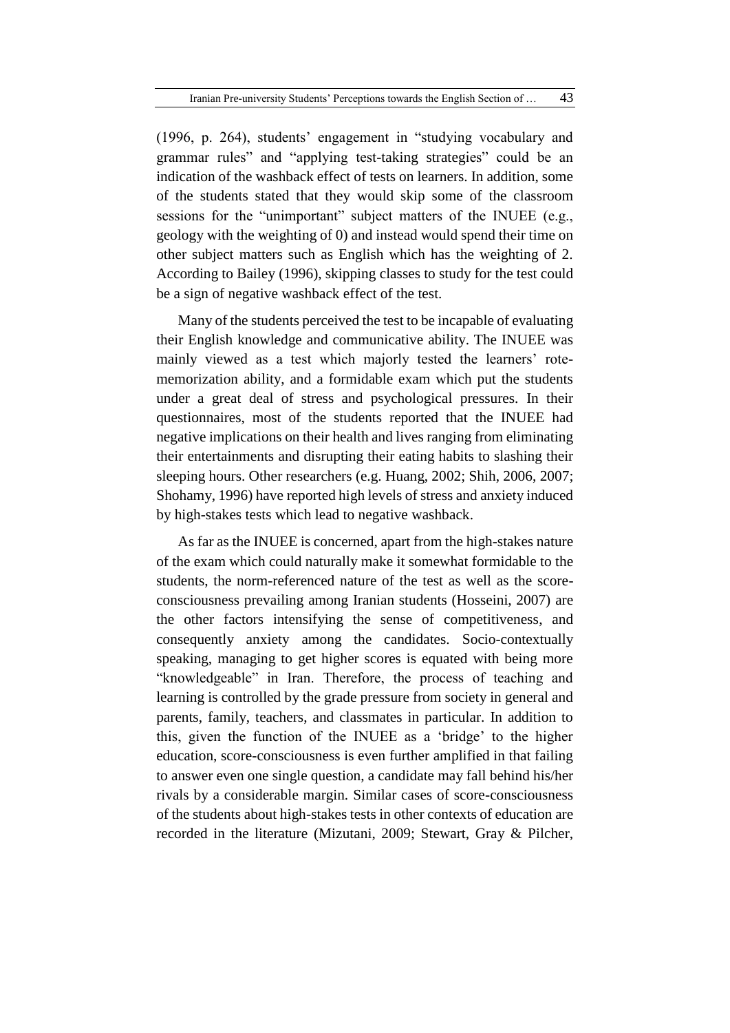(1996, p. 264), students' engagement in "studying vocabulary and grammar rules" and "applying test-taking strategies" could be an indication of the washback effect of tests on learners. In addition, some of the students stated that they would skip some of the classroom sessions for the "unimportant" subject matters of the INUEE (e.g., geology with the weighting of 0) and instead would spend their time on other subject matters such as English which has the weighting of 2. According to Bailey (1996), skipping classes to study for the test could be a sign of negative washback effect of the test.

Many of the students perceived the test to be incapable of evaluating their English knowledge and communicative ability. The INUEE was mainly viewed as a test which majorly tested the learners' rote-memorization ability, and a formidable exam which put the students under a great deal of stress and psychological pressures. In their questionnaires, most of the students reported that the INUEE had negative implications on their health and lives ranging from eliminating their entertainments and disrupting their eating habits to slashing their sleeping hours. Other researchers (e.g. Huang, 2002; Shih, 2006, 2007; Shohamy, 1996) have reported high levels of stress and anxiety induced by high-stakes tests which lead to negative washback.

As far as the INUEE is concerned, apart from the high-stakes nature of the exam which could naturally make it somewhat formidable to the students, the norm-referenced nature of the test as well as the score-consciousness prevailing among Iranian students (Hosseini, 2007) are the other factors intensifying the sense of competitiveness, and consequently anxiety among the candidates. Socio-contextually speaking, managing to get higher scores is equated with being more "knowledgeable" in Iran. Therefore, the process of teaching and learning is controlled by the grade pressure from society in general and parents, family, teachers, and classmates in particular. In addition to this, given the function of the INUEE as a 'bridge' to the higher education, score-consciousness is even further amplified in that failing to answer even one single question, a candidate may fall behind his/her rivals by a considerable margin. Similar cases of score-consciousness of the students about high-stakes tests in other contexts of education are recorded in the literature (Mizutani, 2009; Stewart, Gray & Pilcher,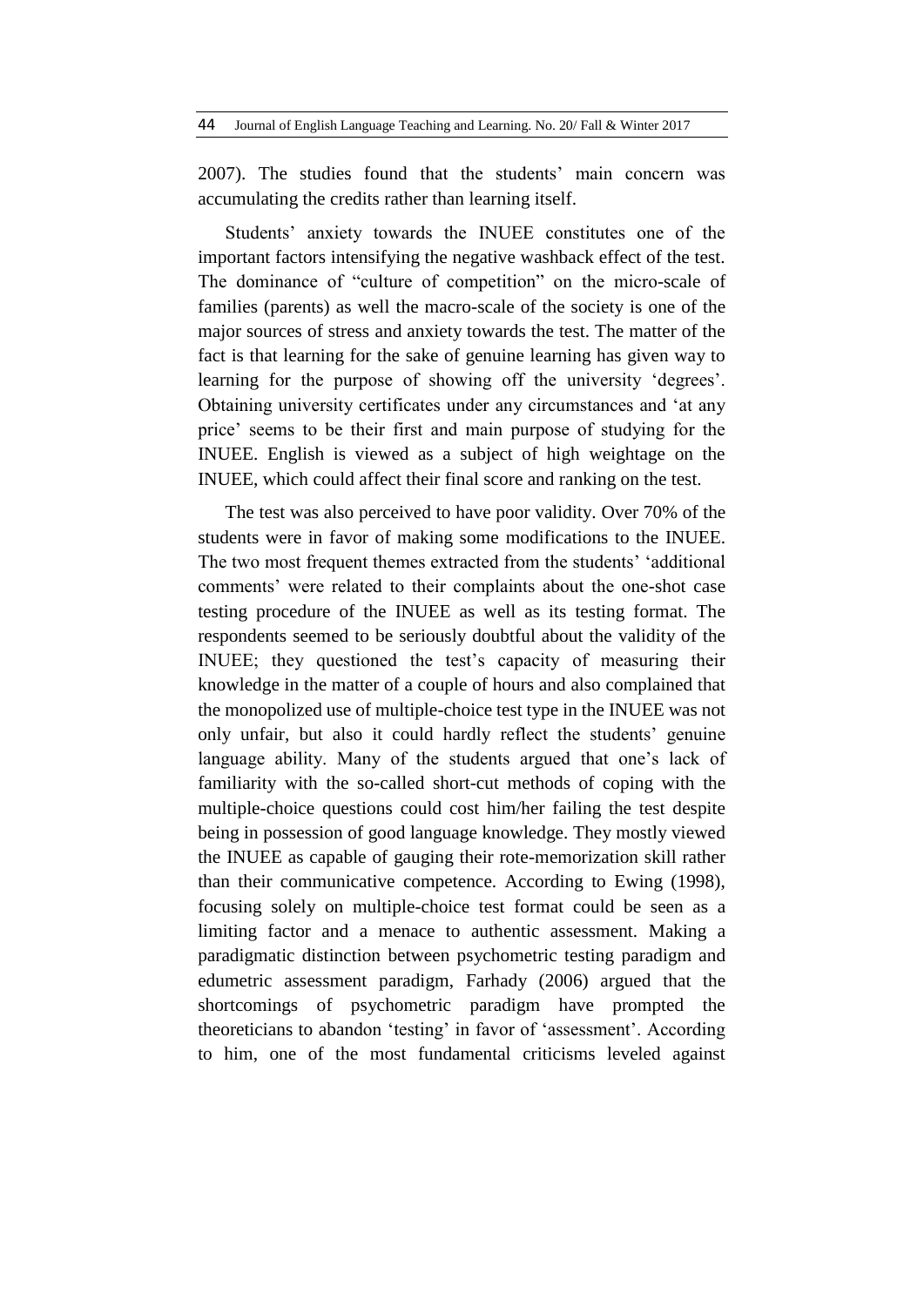2007). The studies found that the students' main concern was accumulating the credits rather than learning itself.

Students' anxiety towards the INUEE constitutes one of the important factors intensifying the negative washback effect of the test. The dominance of "culture of competition" on the micro-scale of families (parents) as well the macro-scale of the society is one of the major sources of stress and anxiety towards the test. The matter of the fact is that learning for the sake of genuine learning has given way to learning for the purpose of showing off the university 'degrees'. Obtaining university certificates under any circumstances and 'at any price' seems to be their first and main purpose of studying for the INUEE. English is viewed as a subject of high weightage on the INUEE, which could affect their final score and ranking on the test.

The test was also perceived to have poor validity. Over 70% of the students were in favor of making some modifications to the INUEE. The two most frequent themes extracted from the students' 'additional comments' were related to their complaints about the one-shot case testing procedure of the INUEE as well as its testing format. The respondents seemed to be seriously doubtful about the validity of the INUEE; they questioned the test's capacity of measuring their knowledge in the matter of a couple of hours and also complained that the monopolized use of multiple-choice test type in the INUEE was not only unfair, but also it could hardly reflect the students' genuine language ability. Many of the students argued that one's lack of familiarity with the so-called short-cut methods of coping with the multiple-choice questions could cost him/her failing the test despite being in possession of good language knowledge. They mostly viewed the INUEE as capable of gauging their rote-memorization skill rather than their communicative competence. According to Ewing (1998), focusing solely on multiple-choice test format could be seen as a limiting factor and a menace to authentic assessment. Making a paradigmatic distinction between psychometric testing paradigm and edumetric assessment paradigm, Farhady (2006) argued that the shortcomings of psychometric paradigm have prompted the theoreticians to abandon 'testing' in favor of 'assessment'. According to him, one of the most fundamental criticisms leveled against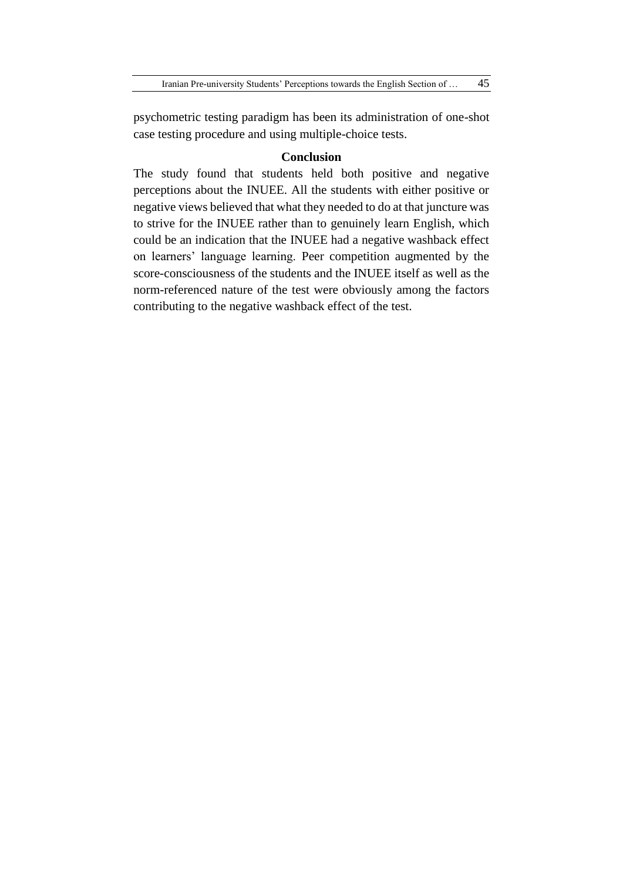psychometric testing paradigm has been its administration of one-shot case testing procedure and using multiple-choice tests.

## Conclusion

The study found that students held both positive and negative perceptions about the INUEE. All the students with either positive or negative views believed that what they needed to do at that juncture was to strive for the INUEE rather than to genuinely learn English, which could be an indication that the INUEE had a negative washback effect on learners' language learning. Peer competition augmented by the score-consciousness of the students and the INUEE itself as well as the norm-referenced nature of the test were obviously among the factors contributing to the negative washback effect of the test.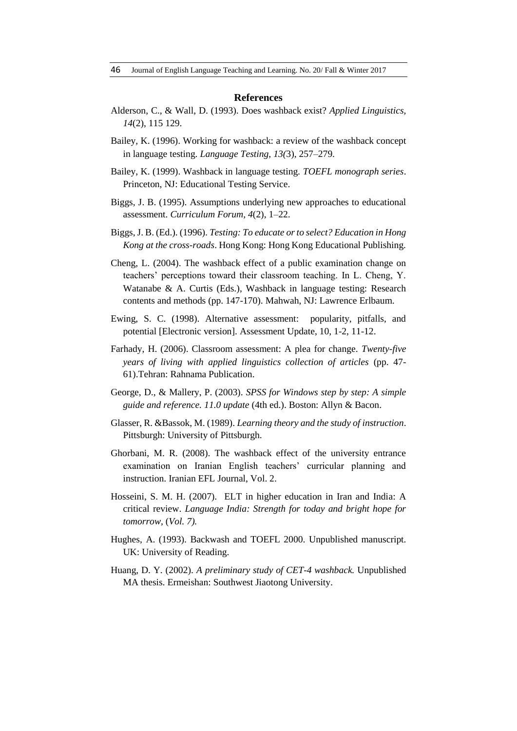## References

Alderson, C., & Wall, D. (1993). Does washback exist? *Applied Linguistics, 14*(2), 115 129.

Bailey, K. (1996). Working for washback: a review of the washback concept in language testing. *Language Testing, 13(*3), 257–279.

Bailey, K. (1999). Washback in language testing. *TOEFL monograph series*. Princeton, NJ: Educational Testing Service.

Biggs, J. B. (1995). Assumptions underlying new approaches to educational assessment. *Curriculum Forum, 4*(2), 1–22.

Biggs, J. B. (Ed.). (1996). *Testing: To educate or to select? Education in Hong Kong at the cross-roads*. Hong Kong: Hong Kong Educational Publishing.

Cheng, L. (2004). The washback effect of a public examination change on teachers' perceptions toward their classroom teaching. In L. Cheng, Y. Watanabe & A. Curtis (Eds.), Washback in language testing: Research contents and methods (pp. 147-170). Mahwah, NJ: Lawrence Erlbaum.

Ewing, S. C. (1998). Alternative assessment: popularity, pitfalls, and potential [Electronic version]. Assessment Update, 10, 1-2, 11-12.

Farhady, H. (2006). Classroom assessment: A plea for change. *Twenty-five years of living with applied linguistics collection of articles* (pp. 47-61).Tehran: Rahnama Publication.

George, D., & Mallery, P. (2003). *SPSS for Windows step by step: A simple guide and reference. 11.0 update* (4th ed.). Boston: Allyn & Bacon.

Glasser, R. &Bassok, M. (1989). *Learning theory and the study of instruction*. Pittsburgh: University of Pittsburgh.

Ghorbani, M. R. (2008). The washback effect of the university entrance examination on Iranian English teachers' curricular planning and instruction. Iranian EFL Journal, Vol. 2.

Hosseini, S. M. H. (2007). ELT in higher education in Iran and India: A critical review. *Language India: Strength for today and bright hope for tomorrow,* (*Vol. 7).*

Hughes, A. (1993). Backwash and TOEFL 2000. Unpublished manuscript. UK: University of Reading.

Huang, D. Y. (2002). *A preliminary study of CET-4 washback.* Unpublished MA thesis. Ermeishan: Southwest Jiaotong University.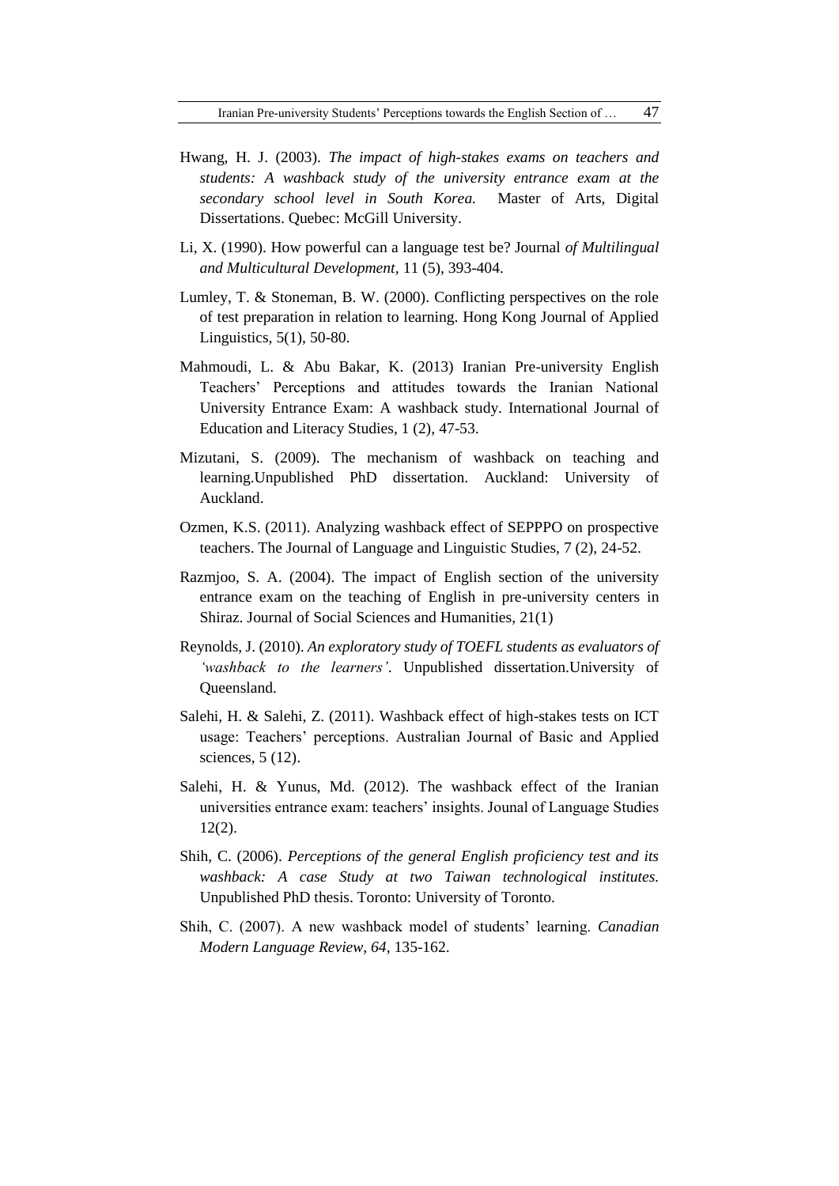Hwang, H. J. (2003). *The impact of high-stakes exams on teachers and students: A washback study of the university entrance exam at the secondary school level in South Korea.* Master of Arts, Digital Dissertations. Quebec: McGill University.

Li, X. (1990). How powerful can a language test be? Journal *of Multilingual and Multicultural Development*, 11 (5), 393-404.

Lumley, T. & Stoneman, B. W. (2000). Conflicting perspectives on the role of test preparation in relation to learning. Hong Kong Journal of Applied Linguistics, 5(1), 50-80.

Mahmoudi, L. & Abu Bakar, K. (2013) Iranian Pre-university English Teachers' Perceptions and attitudes towards the Iranian National University Entrance Exam: A washback study. International Journal of Education and Literacy Studies, 1 (2), 47-53.

Mizutani, S. (2009). The mechanism of washback on teaching and learning.Unpublished PhD dissertation. Auckland: University of Auckland.

Ozmen, K.S. (2011). Analyzing washback effect of SEPPPO on prospective teachers. The Journal of Language and Linguistic Studies, 7 (2), 24-52.

Razmjoo, S. A. (2004). The impact of English section of the university entrance exam on the teaching of English in pre-university centers in Shiraz. Journal of Social Sciences and Humanities, 21(1)

Reynolds, J. (2010). *An exploratory study of TOEFL students as evaluators of 'washback to the learners'*. Unpublished dissertation.University of Queensland.

Salehi, H. & Salehi, Z. (2011). Washback effect of high-stakes tests on ICT usage: Teachers' perceptions. Australian Journal of Basic and Applied sciences, 5 (12).

Salehi, H. & Yunus, Md. (2012). The washback effect of the Iranian universities entrance exam: teachers' insights. Jounal of Language Studies 12(2).

Shih, C. (2006). *Perceptions of the general English proficiency test and its washback: A case Study at two Taiwan technological institutes.* Unpublished PhD thesis. Toronto: University of Toronto.

Shih, C. (2007). A new washback model of students' learning. *Canadian Modern Language Review*, *64*, 135-162.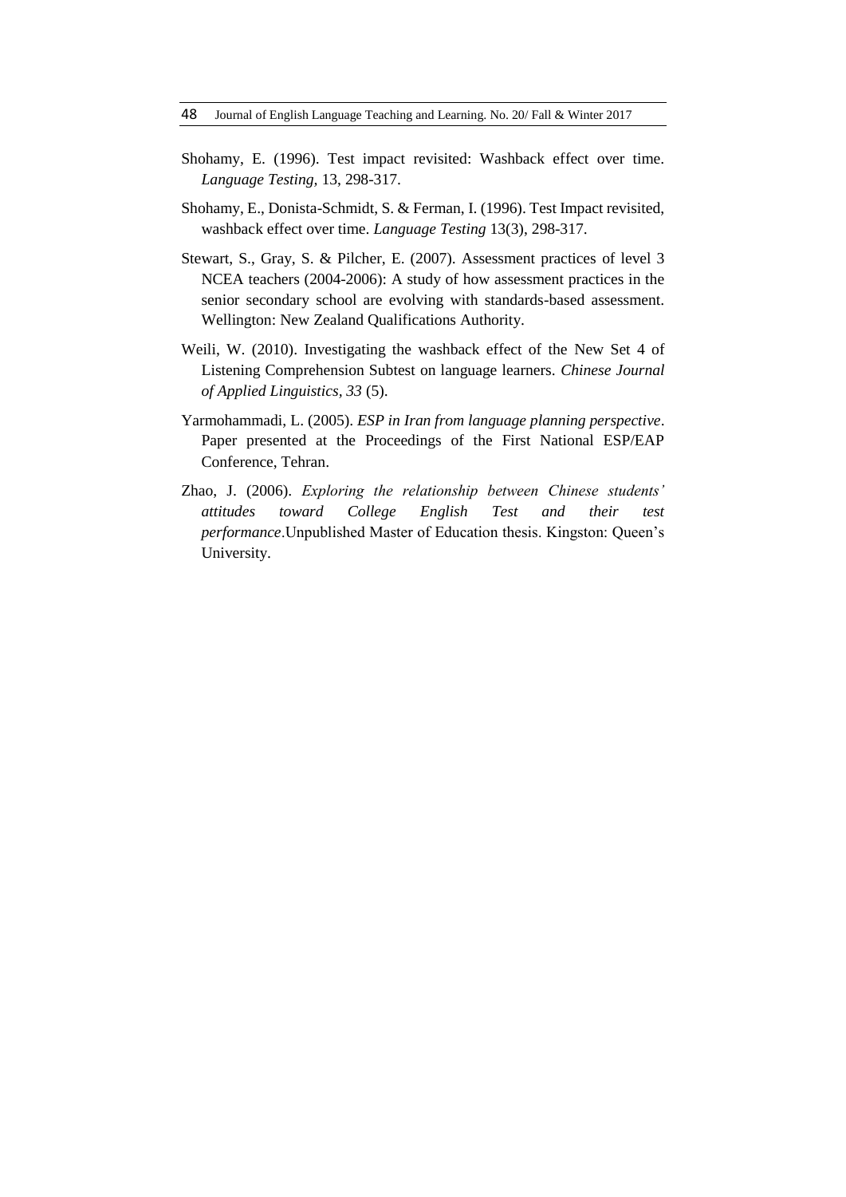Shohamy, E. (1996). Test impact revisited: Washback effect over time. *Language Testing,* 13, 298-317.

Shohamy, E., Donista-Schmidt, S. & Ferman, I. (1996). Test Impact revisited, washback effect over time. *Language Testing* 13(3), 298-317.

Stewart, S., Gray, S. & Pilcher, E. (2007). Assessment practices of level 3 NCEA teachers (2004-2006): A study of how assessment practices in the senior secondary school are evolving with standards-based assessment. Wellington: New Zealand Qualifications Authority.

Weili, W. (2010). Investigating the washback effect of the New Set 4 of Listening Comprehension Subtest on language learners. *Chinese Journal of Applied Linguistics, 33* (5).

Yarmohammadi, L. (2005). *ESP in Iran from language planning perspective*. Paper presented at the Proceedings of the First National ESP/EAP Conference, Tehran.

Zhao, J. (2006). *Exploring the relationship between Chinese students' attitudes toward College English Test and their test performance*.Unpublished Master of Education thesis. Kingston: Queen's University.